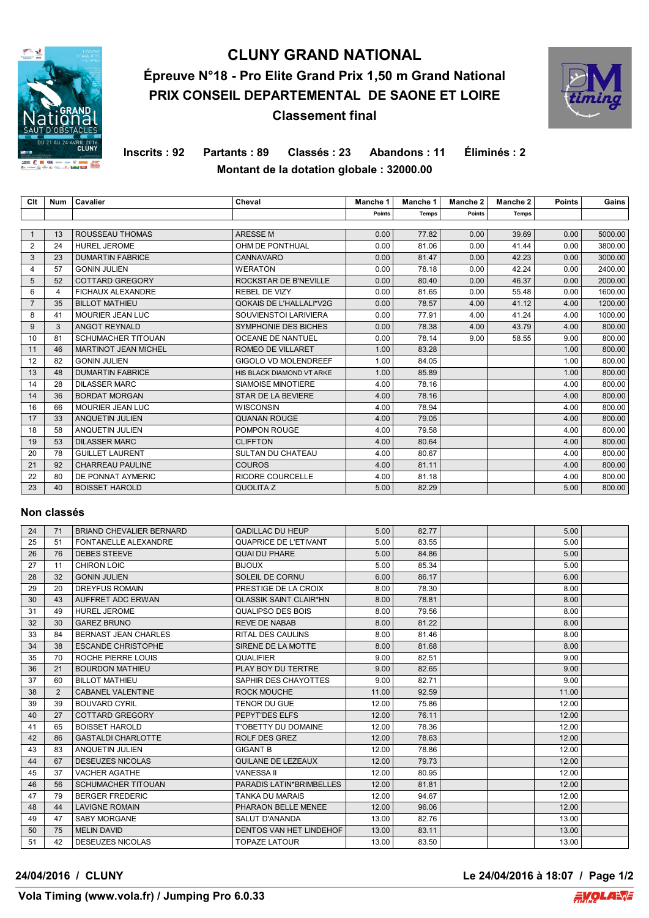# CLUNY GRAND NATIONAL

## Épreuve N°18 - Pro Elite Grand Prix 1,50 m Grand National

## PRIX CONSEIL DEPARTEMENTAL DE SAONE ET LOIRE

### Classement final

**Inscrits : 92 Partants : 89 Classés : 23 Abandons : 11 Éliminés : 2**

**Montant de la dotation globale : 32000.00**

| Clt | Num | Cavalier | Cheval | Manche 1 Points | Manche 1 Temps | Manche 2 Points | Manche 2 Temps | Points | Gains |
|---|---|---|---|---|---|---|---|---|---|
| 1 | 13 | ROUSSEAU THOMAS | ARESSE M | 0.00 | 77.82 | 0.00 | 39.69 | 0.00 | 5000.00 |
| 2 | 24 | HUREL JEROME | OHM DE PONTHUAL | 0.00 | 81.06 | 0.00 | 41.44 | 0.00 | 3800.00 |
| 3 | 23 | DUMARTIN FABRICE | CANNAVARO | 0.00 | 81.47 | 0.00 | 42.23 | 0.00 | 3000.00 |
| 4 | 57 | GONIN JULIEN | WERATON | 0.00 | 78.18 | 0.00 | 42.24 | 0.00 | 2400.00 |
| 5 | 52 | COTTARD GREGORY | ROCKSTAR DE B'NEVILLE | 0.00 | 80.40 | 0.00 | 46.37 | 0.00 | 2000.00 |
| 6 | 4 | FICHAUX ALEXANDRE | REBEL DE VIZY | 0.00 | 81.65 | 0.00 | 55.48 | 0.00 | 1600.00 |
| 7 | 35 | BILLOT MATHIEU | QOKAIS DE L'HALLALI*V2G | 0.00 | 78.57 | 4.00 | 41.12 | 4.00 | 1200.00 |
| 8 | 41 | MOURIER JEAN LUC | SOUVIENSTOI LARIVIERA | 0.00 | 77.91 | 4.00 | 41.24 | 4.00 | 1000.00 |
| 9 | 3 | ANGOT REYNALD | SYMPHONIE DES BICHES | 0.00 | 78.38 | 4.00 | 43.79 | 4.00 | 800.00 |
| 10 | 81 | SCHUMACHER TITOUAN | OCEANE DE NANTUEL | 0.00 | 78.14 | 9.00 | 58.55 | 9.00 | 800.00 |
| 11 | 46 | MARTINOT JEAN MICHEL | ROMEO DE VILLARET | 1.00 | 83.28 | | | 1.00 | 800.00 |
| 12 | 82 | GONIN JULIEN | GIGOLO VD MOLENDREEF | 1.00 | 84.05 | | | 1.00 | 800.00 |
| 13 | 48 | DUMARTIN FABRICE | HIS BLACK DIAMOND VT ARKE | 1.00 | 85.89 | | | 1.00 | 800.00 |
| 14 | 28 | DILASSER MARC | SIAMOISE MINOTIERE | 4.00 | 78.16 | | | 4.00 | 800.00 |
| 14 | 36 | BORDAT MORGAN | STAR DE LA BEVIERE | 4.00 | 78.16 | | | 4.00 | 800.00 |
| 16 | 66 | MOURIER JEAN LUC | WISCONSIN | 4.00 | 78.94 | | | 4.00 | 800.00 |
| 17 | 33 | ANQUETIN JULIEN | QUANAN ROUGE | 4.00 | 79.05 | | | 4.00 | 800.00 |
| 18 | 58 | ANQUETIN JULIEN | POMPON ROUGE | 4.00 | 79.58 | | | 4.00 | 800.00 |
| 19 | 53 | DILASSER MARC | CLIFFTON | 4.00 | 80.64 | | | 4.00 | 800.00 |
| 20 | 78 | GUILLET LAURENT | SULTAN DU CHATEAU | 4.00 | 80.67 | | | 4.00 | 800.00 |
| 21 | 92 | CHARREAU PAULINE | COUROS | 4.00 | 81.11 | | | 4.00 | 800.00 |
| 22 | 80 | DE PONNAT AYMERIC | RICORE COURCELLE | 4.00 | 81.18 | | | 4.00 | 800.00 |
| 23 | 40 | BOISSET HAROLD | QUOLITA Z | 5.00 | 82.29 | | | 5.00 | 800.00 |

## Non classés

| Clt | Num | Cavalier | Cheval | Manche 1 Points | Manche 1 Temps | Manche 2 Points | Manche 2 Temps | Points | Gains |
|---|---|---|---|---|---|---|---|---|---|
| 24 | 71 | BRIAND CHEVALIER BERNARD | QADILLAC DU HEUP | 5.00 | 82.77 | | | 5.00 | |
| 25 | 51 | FONTANELLE ALEXANDRE | QUAPRICE DE L'ETIVANT | 5.00 | 83.55 | | | 5.00 | |
| 26 | 76 | DEBES STEEVE | QUAI DU PHARE | 5.00 | 84.86 | | | 5.00 | |
| 27 | 11 | CHIRON LOIC | BIJOUX | 5.00 | 85.34 | | | 5.00 | |
| 28 | 32 | GONIN JULIEN | SOLEIL DE CORNU | 6.00 | 86.17 | | | 6.00 | |
| 29 | 20 | DREYFUS ROMAIN | PRESTIGE DE LA CROIX | 8.00 | 78.30 | | | 8.00 | |
| 30 | 43 | AUFFRET ADC ERWAN | QLASSIK SAINT CLAIR*HN | 8.00 | 78.81 | | | 8.00 | |
| 31 | 49 | HUREL JEROME | QUALIPSO DES BOIS | 8.00 | 79.56 | | | 8.00 | |
| 32 | 30 | GAREZ BRUNO | REVE DE NABAB | 8.00 | 81.22 | | | 8.00 | |
| 33 | 84 | BERNAST JEAN CHARLES | RITAL DES CAULINS | 8.00 | 81.46 | | | 8.00 | |
| 34 | 38 | ESCANDE CHRISTOPHE | SIRENE DE LA MOTTE | 8.00 | 81.68 | | | 8.00 | |
| 35 | 70 | ROCHE PIERRE LOUIS | QUALIFIER | 9.00 | 82.51 | | | 9.00 | |
| 36 | 21 | BOURDON MATHIEU | PLAY BOY DU TERTRE | 9.00 | 82.65 | | | 9.00 | |
| 37 | 60 | BILLOT MATHIEU | SAPHIR DES CHAYOTTES | 9.00 | 82.71 | | | 9.00 | |
| 38 | 2 | CABANEL VALENTINE | ROCK MOUCHE | 11.00 | 92.59 | | | 11.00 | |
| 39 | 39 | BOUVARD CYRIL | TENOR DU GUE | 12.00 | 75.86 | | | 12.00 | |
| 40 | 27 | COTTARD GREGORY | PEPYT'DES ELFS | 12.00 | 76.11 | | | 12.00 | |
| 41 | 65 | BOISSET HAROLD | T'OBETTY DU DOMAINE | 12.00 | 78.36 | | | 12.00 | |
| 42 | 86 | GASTALDI CHARLOTTE | ROLF DES GREZ | 12.00 | 78.63 | | | 12.00 | |
| 43 | 83 | ANQUETIN JULIEN | GIGANT B | 12.00 | 78.86 | | | 12.00 | |
| 44 | 67 | DESEUZES NICOLAS | QUILANE DE LEZEAUX | 12.00 | 79.73 | | | 12.00 | |
| 45 | 37 | VACHER AGATHE | VANESSA II | 12.00 | 80.95 | | | 12.00 | |
| 46 | 56 | SCHUMACHER TITOUAN | PARADIS LATIN*BRIMBELLES | 12.00 | 81.81 | | | 12.00 | |
| 47 | 79 | BERGER FREDERIC | TANKA DU MARAIS | 12.00 | 94.67 | | | 12.00 | |
| 48 | 44 | LAVIGNE ROMAIN | PHARAON BELLE MENEE | 12.00 | 96.06 | | | 12.00 | |
| 49 | 47 | SABY MORGANE | SALUT D'ANANDA | 13.00 | 82.76 | | | 13.00 | |
| 50 | 75 | MELIN DAVID | DENTOS VAN HET LINDEHOF | 13.00 | 83.11 | | | 13.00 | |
| 51 | 42 | DESEUZES NICOLAS | TOPAZE LATOUR | 13.00 | 83.50 | | | 13.00 | |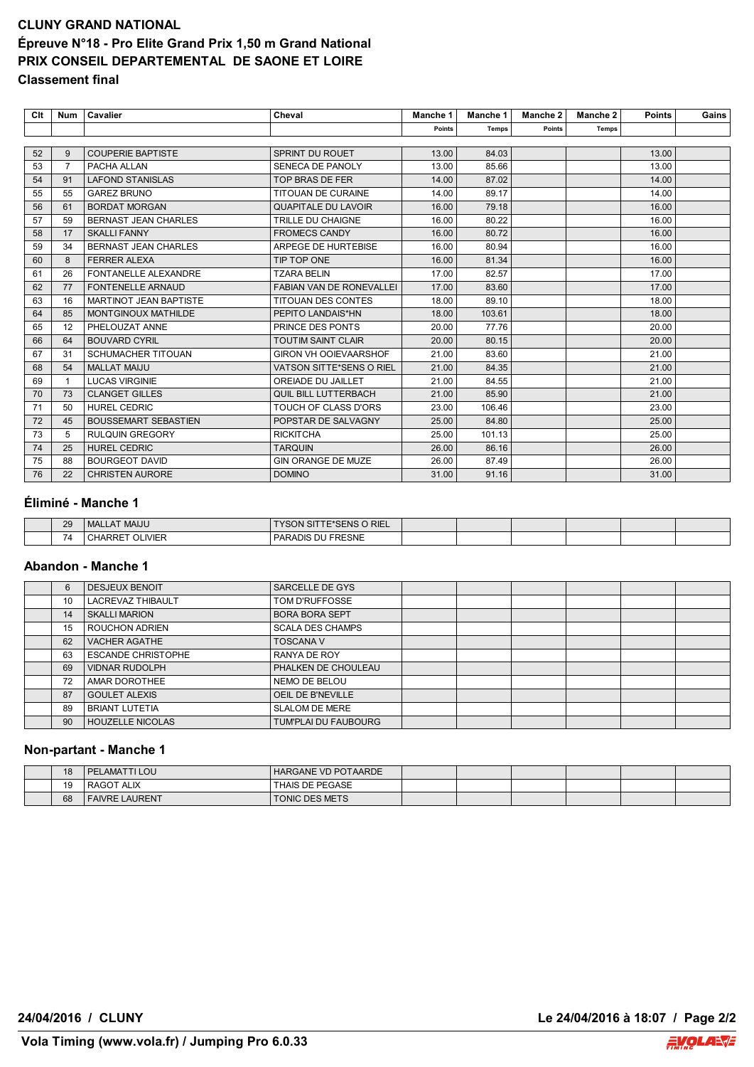# CLUNY GRAND NATIONAL

## Épreuve N°18 - Pro Elite Grand Prix 1,50 m Grand National

## PRIX CONSEIL DEPARTEMENTAL DE SAONE ET LOIRE

## Classement final

| Clt | Num | Cavalier | Cheval | Manche 1 | Manche 1 | Manche 2 | Manche 2 | Points | Gains |
|---|---|---|---|---|---|---|---|---|---|
| | | | | Points | Temps | Points | Temps | | |
| 52 | 9 | COUPERIE BAPTISTE | SPRINT DU ROUET | 13.00 | 84.03 | | | 13.00 | |
| 53 | 7 | PACHA ALLAN | SENECA DE PANOLY | 13.00 | 85.66 | | | 13.00 | |
| 54 | 91 | LAFOND STANISLAS | TOP BRAS DE FER | 14.00 | 87.02 | | | 14.00 | |
| 55 | 55 | GAREZ BRUNO | TITOUAN DE CURAINE | 14.00 | 89.17 | | | 14.00 | |
| 56 | 61 | BORDAT MORGAN | QUAPITALE DU LAVOIR | 16.00 | 79.18 | | | 16.00 | |
| 57 | 59 | BERNAST JEAN CHARLES | TRILLE DU CHAIGNE | 16.00 | 80.22 | | | 16.00 | |
| 58 | 17 | SKALLI FANNY | FROMECS CANDY | 16.00 | 80.72 | | | 16.00 | |
| 59 | 34 | BERNAST JEAN CHARLES | ARPEGE DE HURTEBISE | 16.00 | 80.94 | | | 16.00 | |
| 60 | 8 | FERRER ALEXA | TIP TOP ONE | 16.00 | 81.34 | | | 16.00 | |
| 61 | 26 | FONTANELLE ALEXANDRE | TZARA BELIN | 17.00 | 82.57 | | | 17.00 | |
| 62 | 77 | FONTENELLE ARNAUD | FABIAN VAN DE RONEVALLEI | 17.00 | 83.60 | | | 17.00 | |
| 63 | 16 | MARTINOT JEAN BAPTISTE | TITOUAN DES CONTES | 18.00 | 89.10 | | | 18.00 | |
| 64 | 85 | MONTGINOUX MATHILDE | PEPITO LANDAIS*HN | 18.00 | 103.61 | | | 18.00 | |
| 65 | 12 | PHELOUZAT ANNE | PRINCE DES PONTS | 20.00 | 77.76 | | | 20.00 | |
| 66 | 64 | BOUVARD CYRIL | TOUTIM SAINT CLAIR | 20.00 | 80.15 | | | 20.00 | |
| 67 | 31 | SCHUMACHER TITOUAN | GIRON VH OOIEVAARSHOF | 21.00 | 83.60 | | | 21.00 | |
| 68 | 54 | MALLAT MAIJU | VATSON SITTE*SENS O RIEL | 21.00 | 84.35 | | | 21.00 | |
| 69 | 1 | LUCAS VIRGINIE | OREIADE DU JAILLET | 21.00 | 84.55 | | | 21.00 | |
| 70 | 73 | CLANGET GILLES | QUIL BILL LUTTERBACH | 21.00 | 85.90 | | | 21.00 | |
| 71 | 50 | HUREL CEDRIC | TOUCH OF CLASS D'ORS | 23.00 | 106.46 | | | 23.00 | |
| 72 | 45 | BOUSSEMART SEBASTIEN | POPSTAR DE SALVAGNY | 25.00 | 84.80 | | | 25.00 | |
| 73 | 5 | RULQUIN GREGORY | RICKITCHA | 25.00 | 101.13 | | | 25.00 | |
| 74 | 25 | HUREL CEDRIC | TARQUIN | 26.00 | 86.16 | | | 26.00 | |
| 75 | 88 | BOURGEOT DAVID | GIN ORANGE DE MUZE | 26.00 | 87.49 | | | 26.00 | |
| 76 | 22 | CHRISTEN AURORE | DOMINO | 31.00 | 91.16 | | | 31.00 | |

## Éliminé - Manche 1

| | | | | | | | | | |
|---|---|---|---|---|---|---|---|---|---|
| | 29 | MALLAT MAIJU | TYSON SITTE*SENS O RIEL | | | | | | |
| | 74 | CHARRET OLIVIER | PARADIS DU FRESNE | | | | | | |

## Abandon - Manche 1

| | | | | | | | | | |
|---|---|---|---|---|---|---|---|---|---|
| | 6 | DESJEUX BENOIT | SARCELLE DE GYS | | | | | | |
| | 10 | LACREVAZ THIBAULT | TOM D'RUFFOSSE | | | | | | |
| | 14 | SKALLI MARION | BORA BORA SEPT | | | | | | |
| | 15 | ROUCHON ADRIEN | SCALA DES CHAMPS | | | | | | |
| | 62 | VACHER AGATHE | TOSCANA V | | | | | | |
| | 63 | ESCANDE CHRISTOPHE | RANYA DE ROY | | | | | | |
| | 69 | VIDNAR RUDOLPH | PHALKEN DE CHOULEAU | | | | | | |
| | 72 | AMAR DOROTHEE | NEMO DE BELOU | | | | | | |
| | 87 | GOULET ALEXIS | OEIL DE B'NEVILLE | | | | | | |
| | 89 | BRIANT LUTETIA | SLALOM DE MERE | | | | | | |
| | 90 | HOUZELLE NICOLAS | TUM'PLAI DU FAUBOURG | | | | | | |

## Non-partant - Manche 1

| | | | | | | | | | |
|---|---|---|---|---|---|---|---|---|---|
| | 18 | PELAMATTI LOU | HARGANE VD POTAARDE | | | | | | |
| | 19 | RAGOT ALIX | THAIS DE PEGASE | | | | | | |
| | 68 | FAIVRE LAURENT | TONIC DES METS | | | | | | |

24/04/2016 / CLUNY

Le 24/04/2016 à 18:07

Vola Timing (www.vola.fr) / Jumping Pro 6.0.33